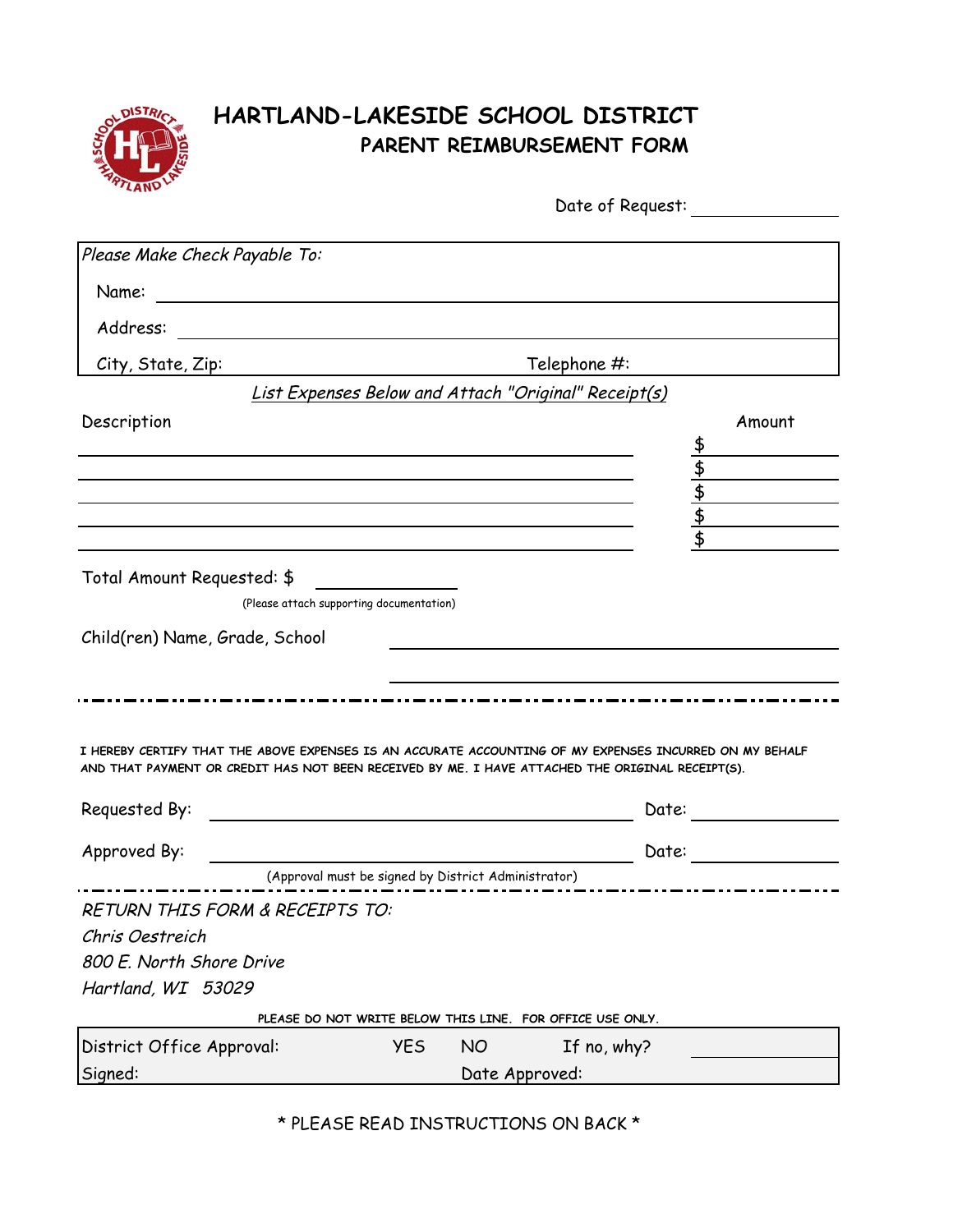# HARTLAND-LAKESIDE SCHOOL DISTRICT
## PARENT REIMBURSEMENT FORM

Date of Request: ______________

*Please Make Check Payable To:*

Name: ______________________________

Address: ______________________________

City, State, Zip: ______________ Telephone #: ______________

*List Expenses Below and Attach "Original" Receipt(s)*

| Description | Amount |
|---|---|
| | $ |
| | $ |
| | $ |
| | $ |
| | $ |

Total Amount Requested: $ ______________

(Please attach supporting documentation)

Child(ren) Name, Grade, School ______________________________

______________________________

---

I HEREBY CERTIFY THAT THE ABOVE EXPENSES IS AN ACCURATE ACCOUNTING OF MY EXPENSES INCURRED ON MY BEHALF AND THAT PAYMENT OR CREDIT HAS NOT BEEN RECEIVED BY ME. I HAVE ATTACHED THE ORIGINAL RECEIPT(S).

Requested By: ______________________________ Date: ______________

Approved By: ______________________________ Date: ______________

(Approval must be signed by District Administrator)

---

*RETURN THIS FORM & RECEIPTS TO:*

*Chris Oestreich*

*800 E. North Shore Drive*

*Hartland, WI 53029*

PLEASE DO NOT WRITE BELOW THIS LINE. FOR OFFICE USE ONLY.

| District Office Approval: | YES | NO | If no, why? | |
|---|---|---|---|---|
| Signed: | | Date Approved: | | |

\* PLEASE READ INSTRUCTIONS ON BACK \*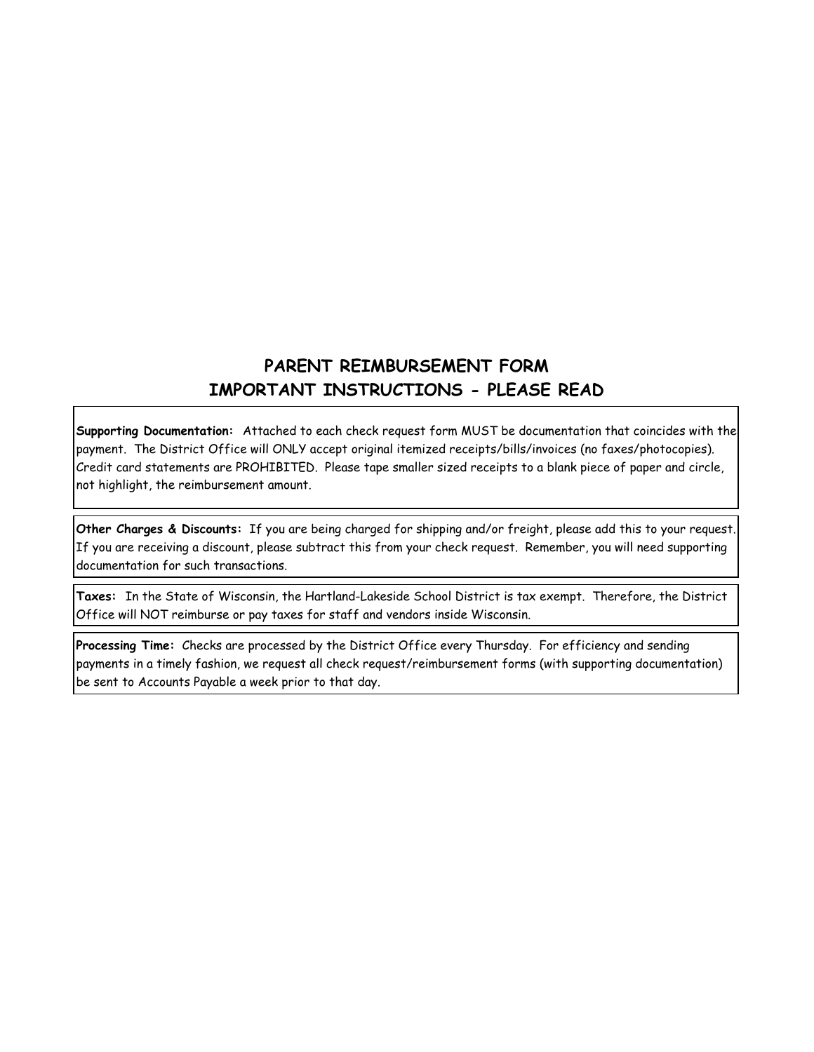# PARENT REIMBURSEMENT FORM
## IMPORTANT INSTRUCTIONS - PLEASE READ

**Supporting Documentation:** Attached to each check request form MUST be documentation that coincides with the payment. The District Office will ONLY accept original itemized receipts/bills/invoices (no faxes/photocopies). Credit card statements are PROHIBITED. Please tape smaller sized receipts to a blank piece of paper and circle, not highlight, the reimbursement amount.

**Other Charges & Discounts:** If you are being charged for shipping and/or freight, please add this to your request. If you are receiving a discount, please subtract this from your check request. Remember, you will need supporting documentation for such transactions.

**Taxes:** In the State of Wisconsin, the Hartland-Lakeside School District is tax exempt. Therefore, the District Office will NOT reimburse or pay taxes for staff and vendors inside Wisconsin.

**Processing Time:** Checks are processed by the District Office every Thursday. For efficiency and sending payments in a timely fashion, we request all check request/reimbursement forms (with supporting documentation) be sent to Accounts Payable a week prior to that day.